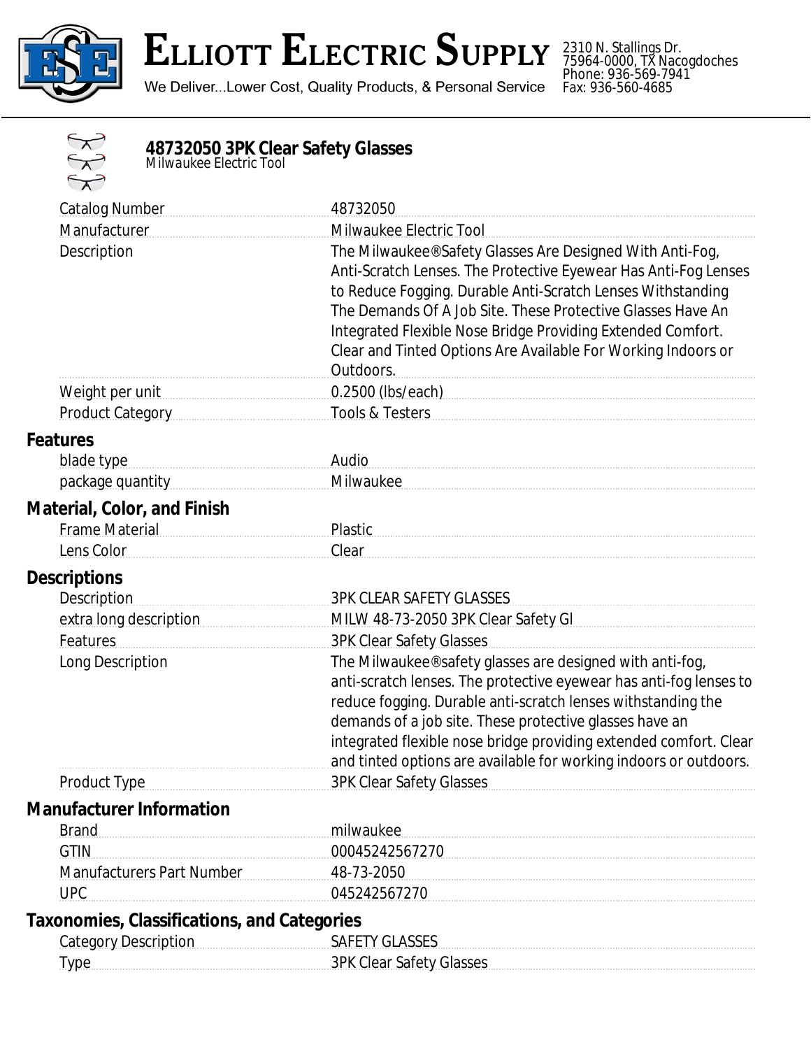# ELLIOTT ELECTRIC SUPPLY

We Deliver...Lower Cost, Quality Products, & Personal Service

2310 N. Stallings Dr.
75964-0000, TX Nacogdoches
Phone: 936-569-7941
Fax: 936-560-4685

## 48732050 3PK Clear Safety Glasses

*Milwaukee Electric Tool*

| | |
|---|---|
| Catalog Number | 48732050 |
| Manufacturer | Milwaukee Electric Tool |
| Description | The Milwaukee®Safety Glasses Are Designed With Anti-Fog, Anti-Scratch Lenses. The Protective Eyewear Has Anti-Fog Lenses to Reduce Fogging. Durable Anti-Scratch Lenses Withstanding The Demands Of A Job Site. These Protective Glasses Have An Integrated Flexible Nose Bridge Providing Extended Comfort. Clear and Tinted Options Are Available For Working Indoors or Outdoors. |
| Weight per unit | 0.2500 (lbs/each) |
| Product Category | Tools & Testers |

### Features

| | |
|---|---|
| blade type | Audio |
| package quantity | Milwaukee |

### Material, Color, and Finish

| | |
|---|---|
| Frame Material | Plastic |
| Lens Color | Clear |

### Descriptions

| | |
|---|---|
| Description | 3PK CLEAR SAFETY GLASSES |
| extra long description | MILW 48-73-2050 3PK Clear Safety Gl |
| Features | 3PK Clear Safety Glasses |
| Long Description | The Milwaukee®safety glasses are designed with anti-fog, anti-scratch lenses. The protective eyewear has anti-fog lenses to reduce fogging. Durable anti-scratch lenses withstanding the demands of a job site. These protective glasses have an integrated flexible nose bridge providing extended comfort. Clear and tinted options are available for working indoors or outdoors. |
| Product Type | 3PK Clear Safety Glasses |

### Manufacturer Information

| | |
|---|---|
| Brand | milwaukee |
| GTIN | 00045242567270 |
| Manufacturers Part Number | 48-73-2050 |
| UPC | 045242567270 |

### Taxonomies, Classifications, and Categories

| | |
|---|---|
| Category Description | SAFETY GLASSES |
| Type | 3PK Clear Safety Glasses |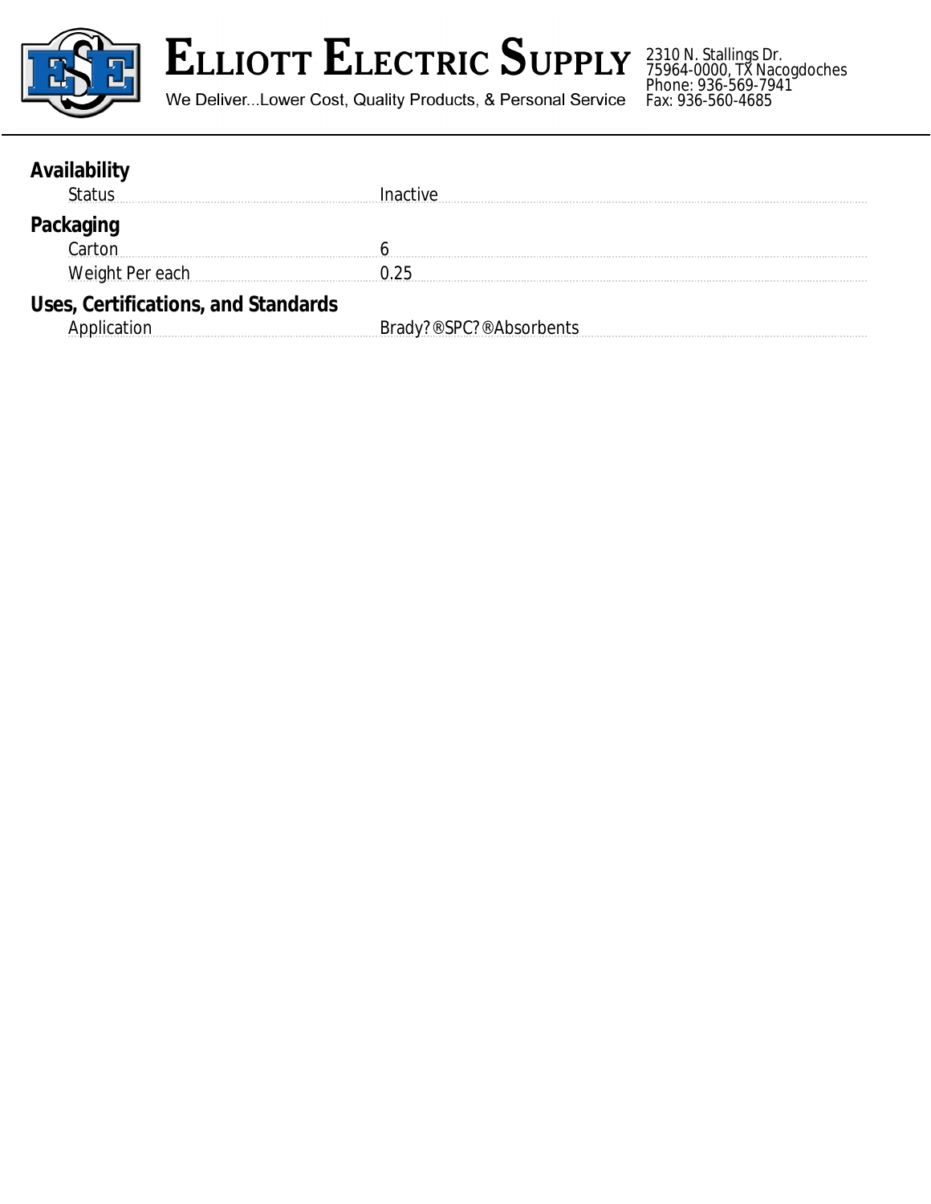## Availability

| | |
|---|---|
| Status | Inactive |

## Packaging

| | |
|---|---|
| Carton | 6 |
| Weight Per each | 0.25 |

## Uses, Certifications, and Standards

| | |
|---|---|
| Application | Brady?®SPC?®Absorbents |